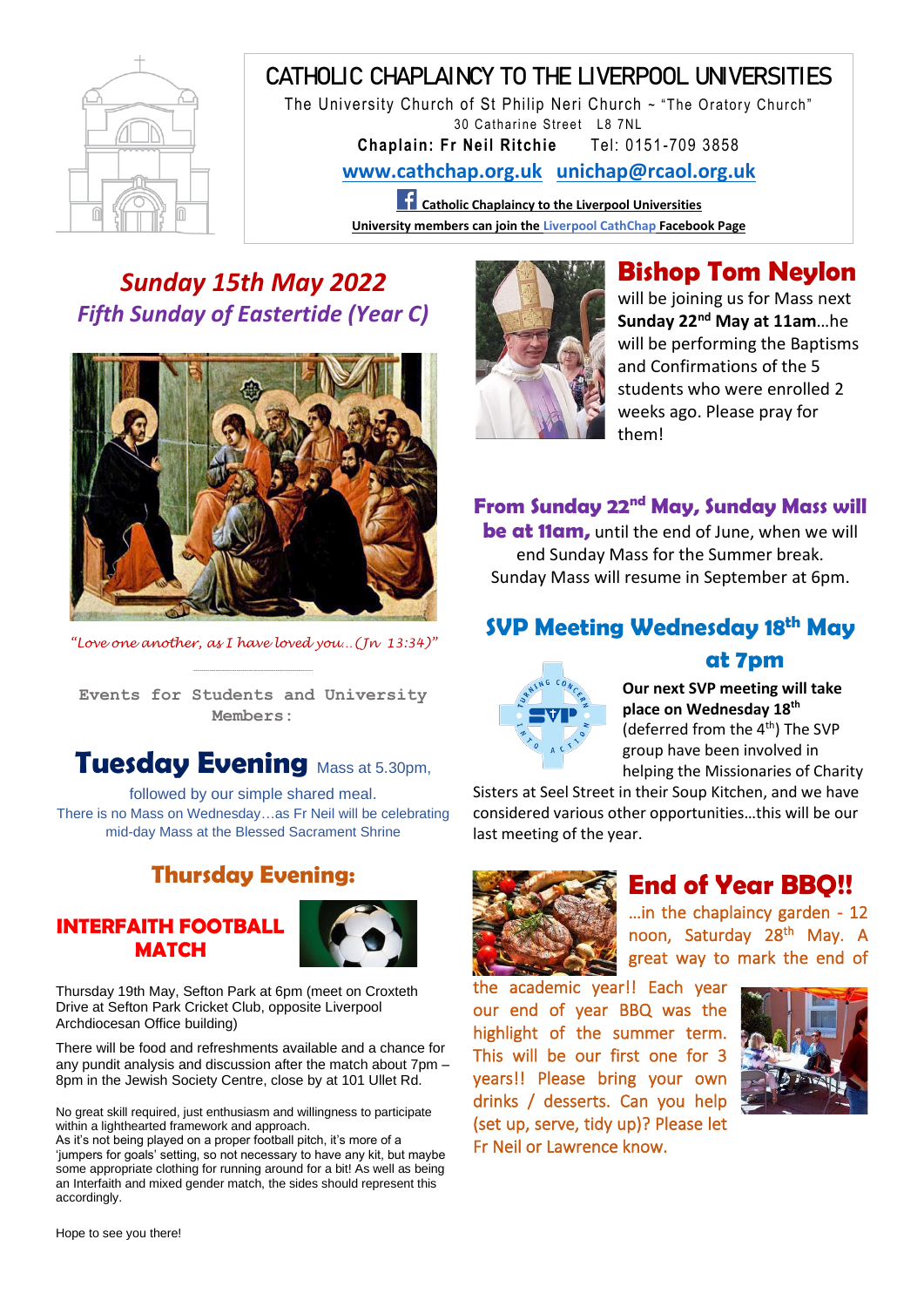# CATHOLIC CHAPLAINCY TO THE LIVERPOOL UNIVERSITIES

The University Church of St Philip Neri Church ~ "The Oratory Church"
30 Catharine Street L8 7NL
**Chaplain: Fr Neil Ritchie** Tel: 0151-709 3858

**www.cathchap.org.uk** **unichap@rcaol.org.uk**

**Catholic Chaplaincy to the Liverpool Universities**
**University members can join the Liverpool CathChap Facebook Page**

## *Sunday 15th May 2022*
## *Fifth Sunday of Eastertide (Year C)*

*"Love one another, as I have loved you..(Jn 13:34)"*

**Events for Students and University Members:**

## Tuesday Evening
Mass at 5.30pm, followed by our simple shared meal.
There is no Mass on Wednesday…as Fr Neil will be celebrating mid-day Mass at the Blessed Sacrament Shrine

## Thursday Evening:

### INTERFAITH FOOTBALL MATCH

Thursday 19th May, Sefton Park at 6pm (meet on Croxteth Drive at Sefton Park Cricket Club, opposite Liverpool Archdiocesan Office building)

There will be food and refreshments available and a chance for any pundit analysis and discussion after the match about 7pm – 8pm in the Jewish Society Centre, close by at 101 Ullet Rd.

No great skill required, just enthusiasm and willingness to participate within a lighthearted framework and approach.
As it's not being played on a proper football pitch, it's more of a 'jumpers for goals' setting, so not necessary to have any kit, but maybe some appropriate clothing for running around for a bit! As well as being an Interfaith and mixed gender match, the sides should represent this accordingly.

Hope to see you there!

## Bishop Tom Neylon

will be joining us for Mass next **Sunday 22nd May at 11am**…he will be performing the Baptisms and Confirmations of the 5 students who were enrolled 2 weeks ago. Please pray for them!

**From Sunday 22nd May, Sunday Mass will be at 11am,** until the end of June, when we will end Sunday Mass for the Summer break. Sunday Mass will resume in September at 6pm.

## SVP Meeting Wednesday 18th May at 7pm

**Our next SVP meeting will take place on Wednesday 18th** (deferred from the 4th) The SVP group have been involved in helping the Missionaries of Charity Sisters at Seel Street in their Soup Kitchen, and we have considered various other opportunities…this will be our last meeting of the year.

## End of Year BBQ!!

…in the chaplaincy garden - 12 noon, Saturday 28th May. A great way to mark the end of the academic year!! Each year our end of year BBQ was the highlight of the summer term. This will be our first one for 3 years!! Please bring your own drinks / desserts. Can you help (set up, serve, tidy up)? Please let Fr Neil or Lawrence know.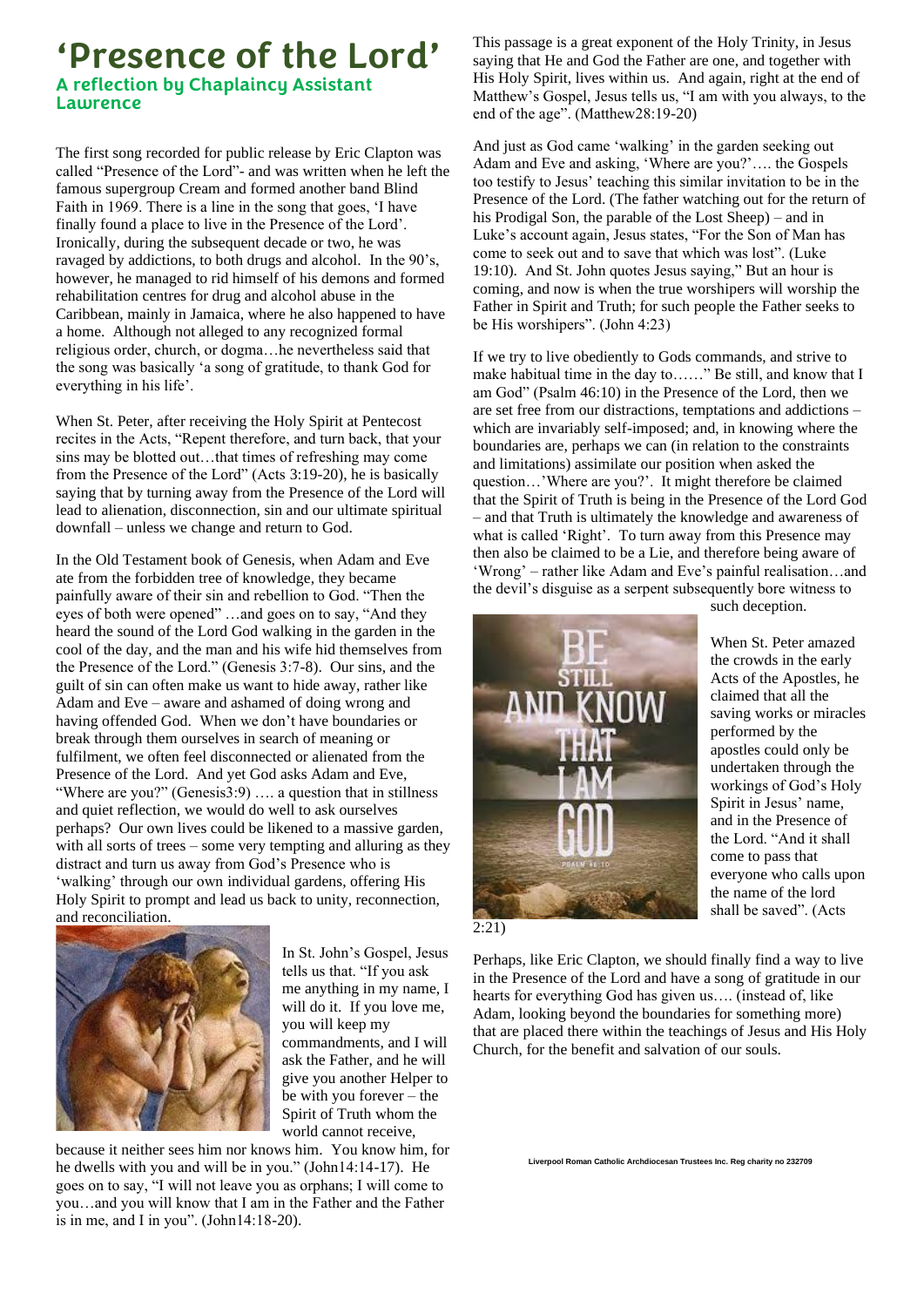# 'Presence of the Lord'

### A reflection by Chaplaincy Assistant Lawrence

The first song recorded for public release by Eric Clapton was called "Presence of the Lord"- and was written when he left the famous supergroup Cream and formed another band Blind Faith in 1969. There is a line in the song that goes, 'I have finally found a place to live in the Presence of the Lord'. Ironically, during the subsequent decade or two, he was ravaged by addictions, to both drugs and alcohol. In the 90's, however, he managed to rid himself of his demons and formed rehabilitation centres for drug and alcohol abuse in the Caribbean, mainly in Jamaica, where he also happened to have a home. Although not alleged to any recognized formal religious order, church, or dogma…he nevertheless said that the song was basically 'a song of gratitude, to thank God for everything in his life'.

When St. Peter, after receiving the Holy Spirit at Pentecost recites in the Acts, "Repent therefore, and turn back, that your sins may be blotted out…that times of refreshing may come from the Presence of the Lord" (Acts 3:19-20), he is basically saying that by turning away from the Presence of the Lord will lead to alienation, disconnection, sin and our ultimate spiritual downfall – unless we change and return to God.

In the Old Testament book of Genesis, when Adam and Eve ate from the forbidden tree of knowledge, they became painfully aware of their sin and rebellion to God. "Then the eyes of both were opened" …and goes on to say, "And they heard the sound of the Lord God walking in the garden in the cool of the day, and the man and his wife hid themselves from the Presence of the Lord." (Genesis 3:7-8). Our sins, and the guilt of sin can often make us want to hide away, rather like Adam and Eve – aware and ashamed of doing wrong and having offended God. When we don't have boundaries or break through them ourselves in search of meaning or fulfilment, we often feel disconnected or alienated from the Presence of the Lord. And yet God asks Adam and Eve, "Where are you?" (Genesis3:9) …. a question that in stillness and quiet reflection, we would do well to ask ourselves perhaps? Our own lives could be likened to a massive garden, with all sorts of trees – some very tempting and alluring as they distract and turn us away from God's Presence who is 'walking' through our own individual gardens, offering His Holy Spirit to prompt and lead us back to unity, reconnection, and reconciliation.

In St. John's Gospel, Jesus tells us that. "If you ask me anything in my name, I will do it. If you love me, you will keep my commandments, and I will ask the Father, and he will give you another Helper to be with you forever – the Spirit of Truth whom the world cannot receive, because it neither sees him nor knows him. You know him, for he dwells with you and will be in you." (John14:14-17). He goes on to say, "I will not leave you as orphans; I will come to you…and you will know that I am in the Father and the Father is in me, and I in you". (John14:18-20).

This passage is a great exponent of the Holy Trinity, in Jesus saying that He and God the Father are one, and together with His Holy Spirit, lives within us. And again, right at the end of Matthew's Gospel, Jesus tells us, "I am with you always, to the end of the age". (Matthew28:19-20)

And just as God came 'walking' in the garden seeking out Adam and Eve and asking, 'Where are you?'…. the Gospels too testify to Jesus' teaching this similar invitation to be in the Presence of the Lord. (The father watching out for the return of his Prodigal Son, the parable of the Lost Sheep) – and in Luke's account again, Jesus states, "For the Son of Man has come to seek out and to save that which was lost". (Luke 19:10). And St. John quotes Jesus saying," But an hour is coming, and now is when the true worshipers will worship the Father in Spirit and Truth; for such people the Father seeks to be His worshipers". (John 4:23)

If we try to live obediently to Gods commands, and strive to make habitual time in the day to……" Be still, and know that I am God" (Psalm 46:10) in the Presence of the Lord, then we are set free from our distractions, temptations and addictions – which are invariably self-imposed; and, in knowing where the boundaries are, perhaps we can (in relation to the constraints and limitations) assimilate our position when asked the question…'Where are you?'. It might therefore be claimed that the Spirit of Truth is being in the Presence of the Lord God – and that Truth is ultimately the knowledge and awareness of what is called 'Right'. To turn away from this Presence may then also be claimed to be a Lie, and therefore being aware of 'Wrong' – rather like Adam and Eve's painful realisation…and the devil's disguise as a serpent subsequently bore witness to such deception.

When St. Peter amazed the crowds in the early Acts of the Apostles, he claimed that all the saving works or miracles performed by the apostles could only be undertaken through the workings of God's Holy Spirit in Jesus' name, and in the Presence of the Lord. "And it shall come to pass that everyone who calls upon the name of the lord shall be saved". (Acts 2:21)

Perhaps, like Eric Clapton, we should finally find a way to live in the Presence of the Lord and have a song of gratitude in our hearts for everything God has given us…. (instead of, like Adam, looking beyond the boundaries for something more) that are placed there within the teachings of Jesus and His Holy Church, for the benefit and salvation of our souls.

Liverpool Roman Catholic Archdiocesan Trustees Inc. Reg charity no 232709